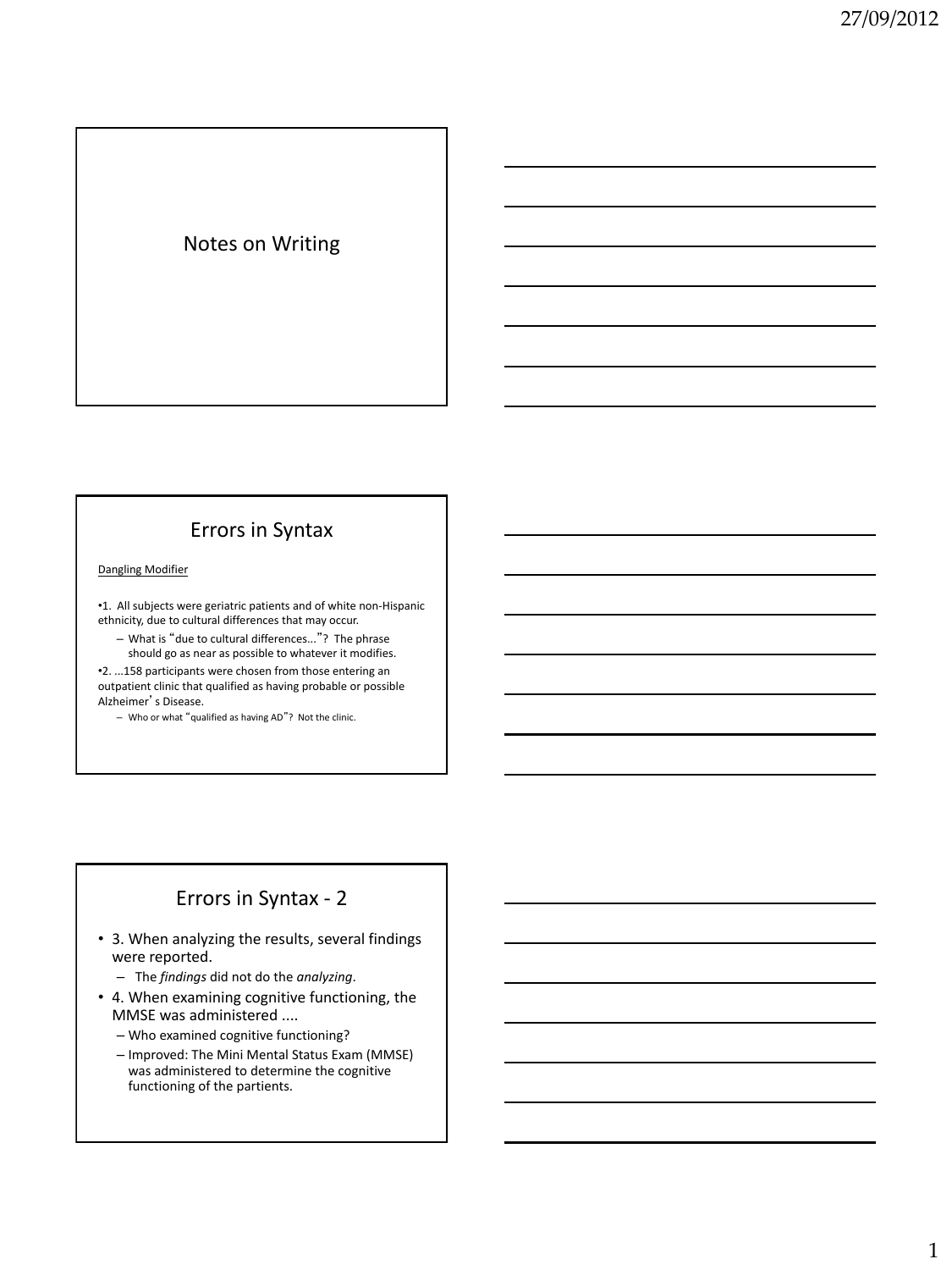# Notes on Writing

## Errors in Syntax

Dangling Modifier

- 1. All subjects were geriatric patients and of white non-Hispanic ethnicity, due to cultural differences that may occur.
  - What is "due to cultural differences…"? The phrase should go as near as possible to whatever it modifies.
- 2. …158 participants were chosen from those entering an outpatient clinic that qualified as having probable or possible Alzheimer's Disease.
  - Who or what "qualified as having AD"? Not the clinic.

## Errors in Syntax - 2

- 3. When analyzing the results, several findings were reported.
  - The *findings* did not do the *analyzing*.
- 4. When examining cognitive functioning, the MMSE was administered ....
  - Who examined cognitive functioning?
  - Improved: The Mini Mental Status Exam (MMSE) was administered to determine the cognitive functioning of the partients.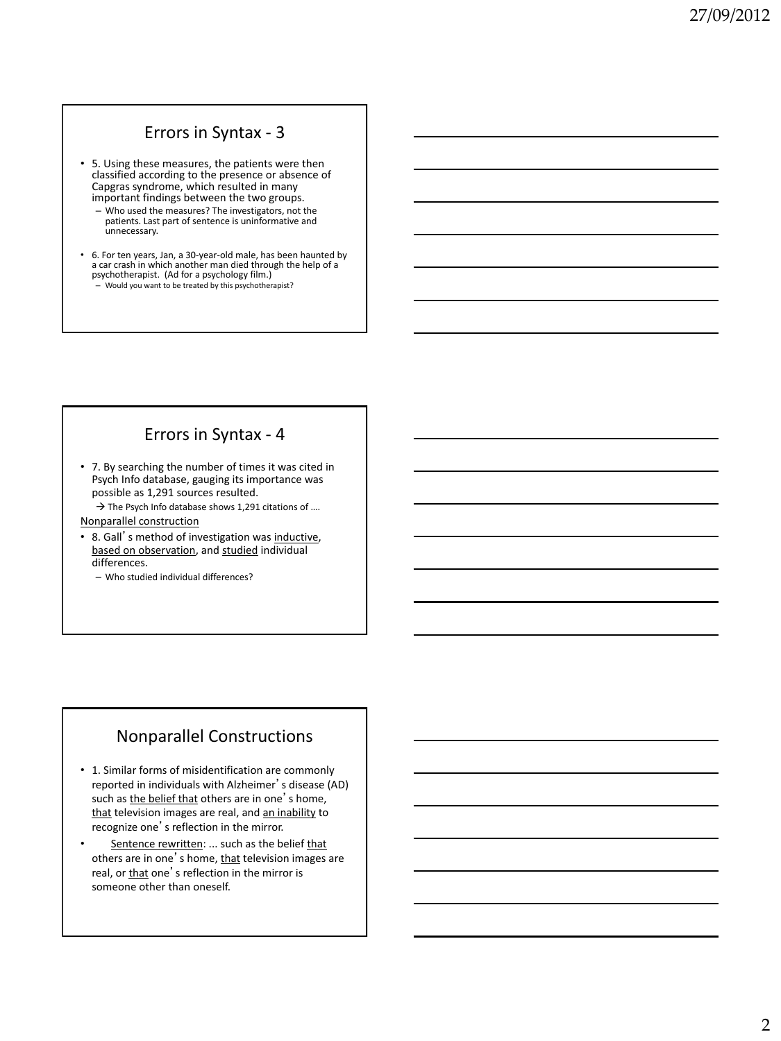## Errors in Syntax - 3

- 5. Using these measures, the patients were then classified according to the presence or absence of Capgras syndrome, which resulted in many important findings between the two groups.
  - Who used the measures? The investigators, not the patients. Last part of sentence is uninformative and unnecessary.
- 6. For ten years, Jan, a 30-year-old male, has been haunted by a car crash in which another man died through the help of a psychotherapist. (Ad for a psychology film.)
  - Would you want to be treated by this psychotherapist?

## Errors in Syntax - 4

- 7. By searching the number of times it was cited in Psych Info database, gauging its importance was possible as 1,291 sources resulted.
  - → The Psych Info database shows 1,291 citations of ….

Nonparallel construction

- 8. Gall's method of investigation was inductive, based on observation, and studied individual differences.
  - Who studied individual differences?

## Nonparallel Constructions

- 1. Similar forms of misidentification are commonly reported in individuals with Alzheimer's disease (AD) such as the belief that others are in one's home, that television images are real, and an inability to recognize one's reflection in the mirror.
- Sentence rewritten: ... such as the belief that others are in one's home, that television images are real, or that one's reflection in the mirror is someone other than oneself.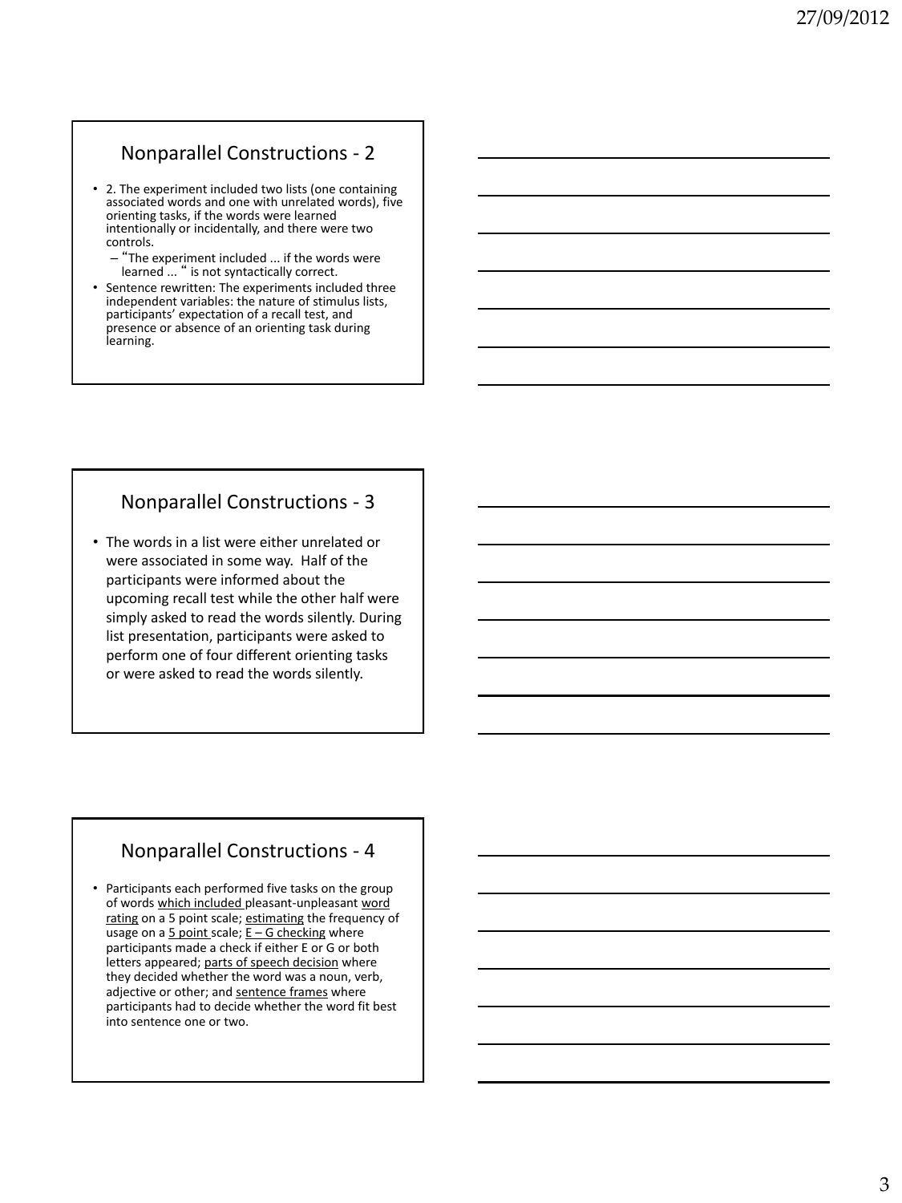## Nonparallel Constructions - 2

- 2. The experiment included two lists (one containing associated words and one with unrelated words), five orienting tasks, if the words were learned intentionally or incidentally, and there were two controls.
  - "The experiment included ... if the words were learned ... " is not syntactically correct.
- Sentence rewritten: The experiments included three independent variables: the nature of stimulus lists, participants' expectation of a recall test, and presence or absence of an orienting task during learning.

## Nonparallel Constructions - 3

- The words in a list were either unrelated or were associated in some way. Half of the participants were informed about the upcoming recall test while the other half were simply asked to read the words silently. During list presentation, participants were asked to perform one of four different orienting tasks or were asked to read the words silently.

## Nonparallel Constructions - 4

- Participants each performed five tasks on the group of words <u>which included</u> pleasant-unpleasant <u>word rating</u> on a 5 point scale; <u>estimating</u> the frequency of usage on a <u>5 point</u> scale; <u>E – G checking</u> where participants made a check if either E or G or both letters appeared; <u>parts of speech decision</u> where they decided whether the word was a noun, verb, adjective or other; and <u>sentence frames</u> where participants had to decide whether the word fit best into sentence one or two.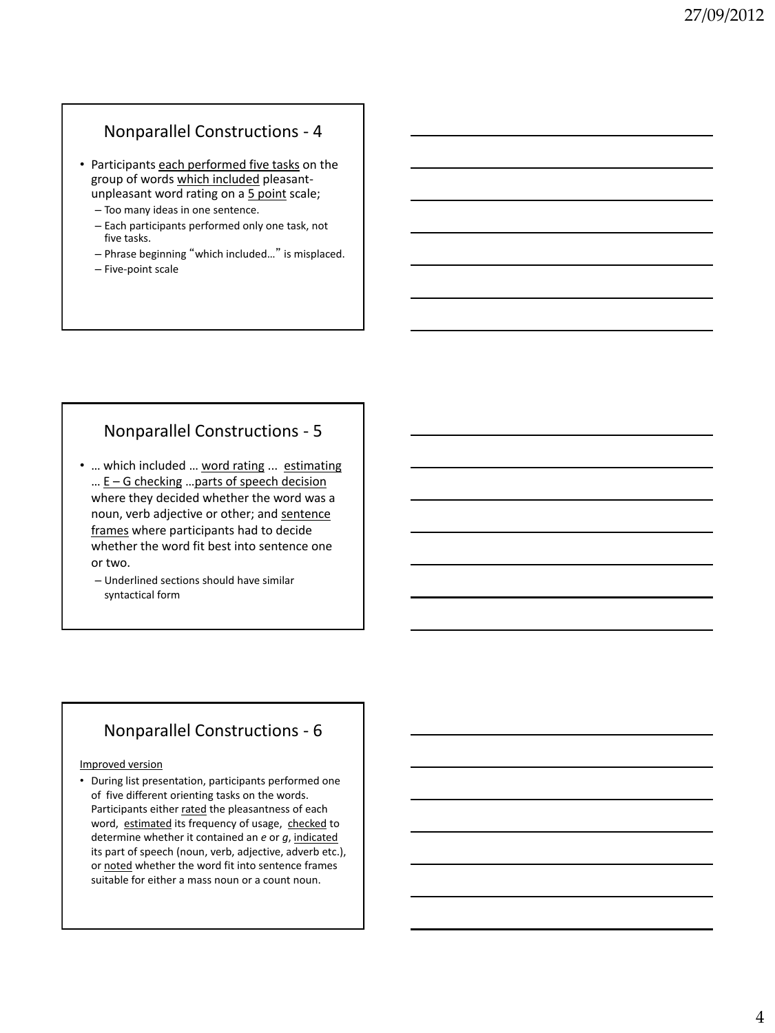## Nonparallel Constructions - 4

- Participants <u>each performed five tasks</u> on the group of words <u>which included</u> pleasant-unpleasant word rating on a <u>5 point</u> scale;
  - Too many ideas in one sentence.
  - Each participants performed only one task, not five tasks.
  - Phrase beginning "which included…" is misplaced.
  - Five-point scale

## Nonparallel Constructions - 5

- … which included … <u>word rating</u> ... <u>estimating</u> … <u>E – G checking</u> …<u>parts of speech decision</u> where they decided whether the word was a noun, verb adjective or other; and <u>sentence frames</u> where participants had to decide whether the word fit best into sentence one or two.
  - Underlined sections should have similar syntactical form

## Nonparallel Constructions - 6

<u>Improved version</u>

- During list presentation, participants performed one of five different orienting tasks on the words. Participants either <u>rated</u> the pleasantness of each word, <u>estimated</u> its frequency of usage, <u>checked</u> to determine whether it contained an *e* or *g*, <u>indicated</u> its part of speech (noun, verb, adjective, adverb etc.), or <u>noted</u> whether the word fit into sentence frames suitable for either a mass noun or a count noun.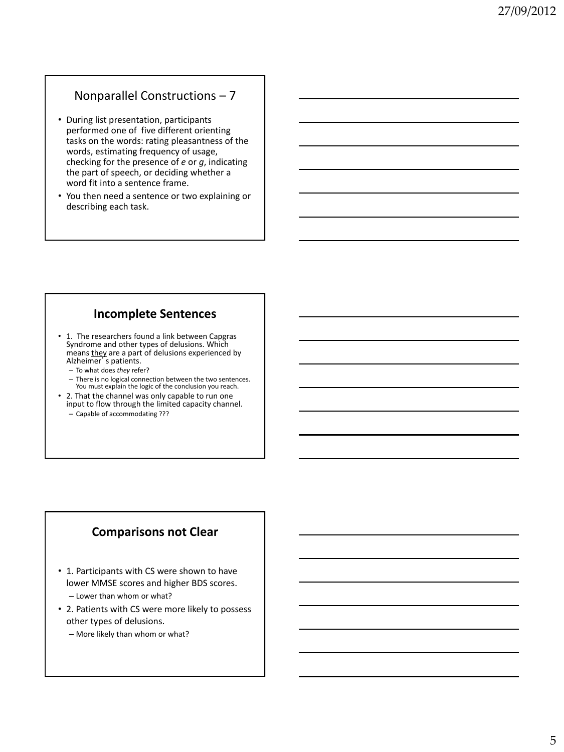## Nonparallel Constructions – 7

- During list presentation, participants performed one of five different orienting tasks on the words: rating pleasantness of the words, estimating frequency of usage, checking for the presence of *e* or *g*, indicating the part of speech, or deciding whether a word fit into a sentence frame.
- You then need a sentence or two explaining or describing each task.

## Incompatible Sentences

- 1. The researchers found a link between Capgras Syndrome and other types of delusions. Which means they are a part of delusions experienced by Alzheimer's patients.
  - To what does *they* refer?
  - There is no logical connection between the two sentences. You must explain the logic of the conclusion you reach.
- 2. That the channel was only capable to run one input to flow through the limited capacity channel.
  - Capable of accommodating ???

## Comparisons not Clear

- 1. Participants with CS were shown to have lower MMSE scores and higher BDS scores.
  - Lower than whom or what?
- 2. Patients with CS were more likely to possess other types of delusions.
  - More likely than whom or what?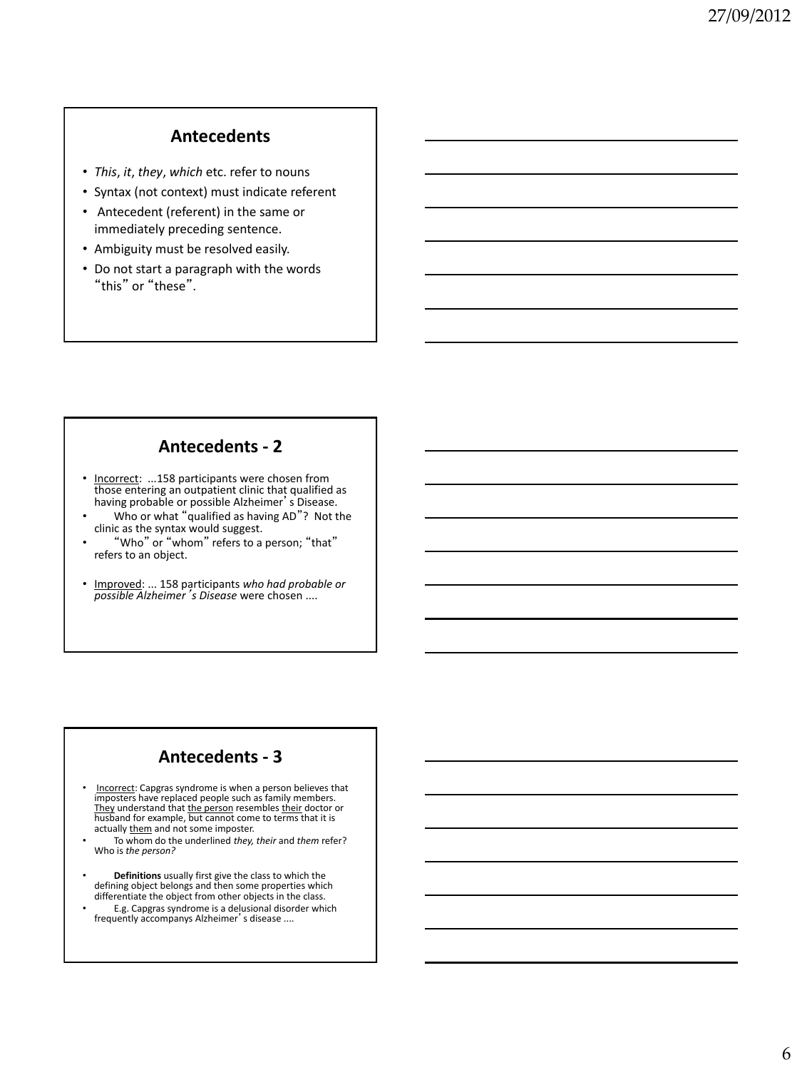## Antecedents

- *This*, *it*, *they*, *which* etc. refer to nouns
- Syntax (not context) must indicate referent
- Antecedent (referent) in the same or immediately preceding sentence.
- Ambiguity must be resolved easily.
- Do not start a paragraph with the words "this" or "these".

## Antecedents - 2

- Incorrect: ...158 participants were chosen from those entering an outpatient clinic that qualified as having probable or possible Alzheimer's Disease.
- Who or what "qualified as having AD"? Not the clinic as the syntax would suggest.
- "Who" or "whom" refers to a person; "that" refers to an object.
- Improved: ... 158 participants *who had probable or possible Alzheimer's Disease* were chosen ....

## Antecedents - 3

- Incorrect: Capgras syndrome is when a person believes that imposters have replaced people such as family members. They understand that the person resembles their doctor or husband for example, but cannot come to terms that it is actually them and not some imposter.
- To whom do the underlined *they, their* and *them* refer? Who is *the person?*
- **Definitions** usually first give the class to which the defining object belongs and then some properties which differentiate the object from other objects in the class.
- E.g. Capgras syndrome is a delusional disorder which frequently accompanys Alzheimer's disease ....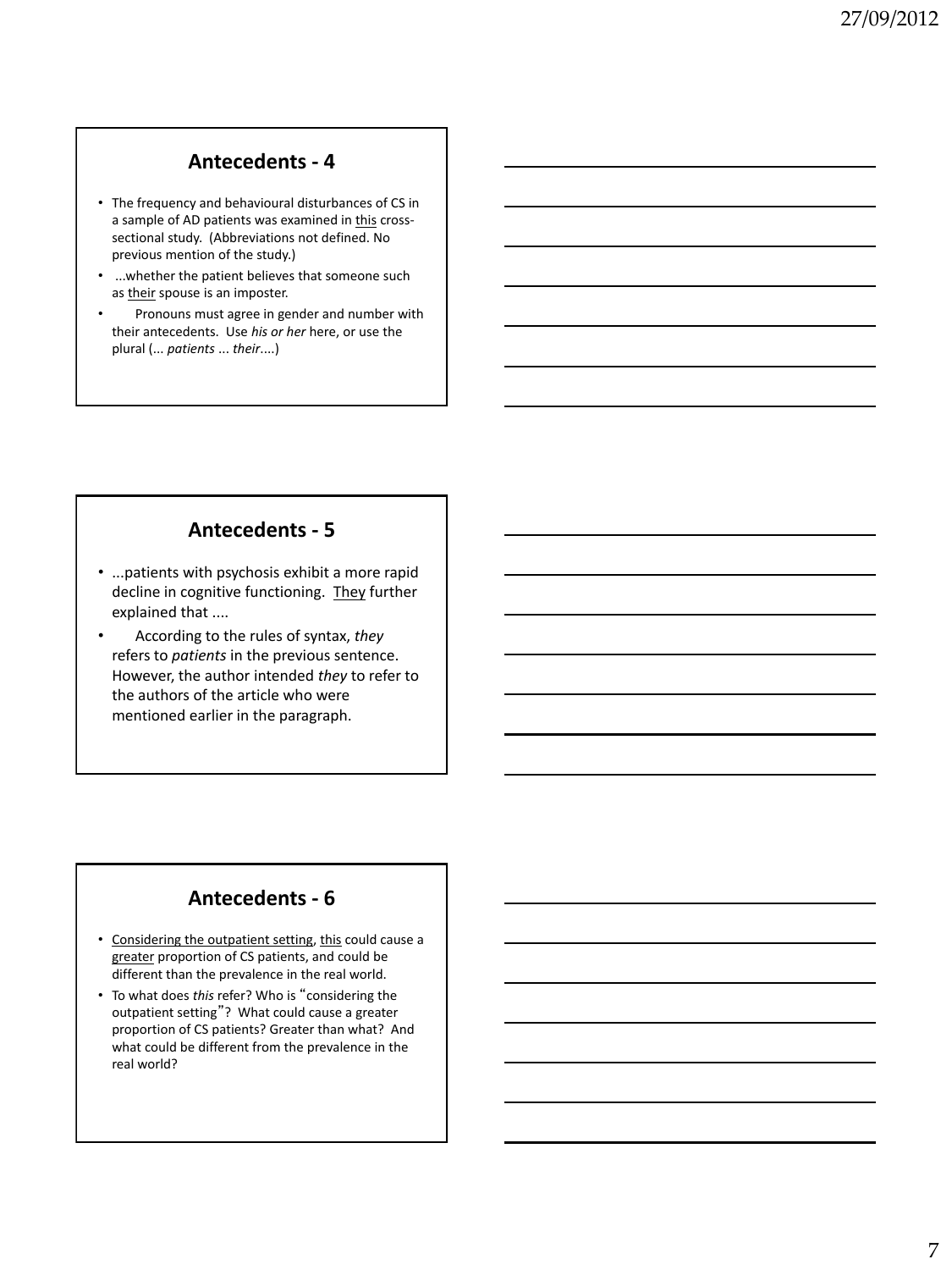## Antecedents - 4

- The frequency and behavioural disturbances of CS in a sample of AD patients was examined in this cross-sectional study. (Abbreviations not defined. No previous mention of the study.)
- ...whether the patient believes that someone such as their spouse is an imposter.
- Pronouns must agree in gender and number with their antecedents. Use *his or her* here, or use the plural (... *patients* ... *their*....)

## Antecedents - 5

- ...patients with psychosis exhibit a more rapid decline in cognitive functioning. They further explained that ....
- According to the rules of syntax, *they* refers to *patients* in the previous sentence. However, the author intended *they* to refer to the authors of the article who were mentioned earlier in the paragraph.

## Antecedents - 6

- Considering the outpatient setting, this could cause a greater proportion of CS patients, and could be different than the prevalence in the real world.
- To what does *this* refer? Who is "considering the outpatient setting"? What could cause a greater proportion of CS patients? Greater than what? And what could be different from the prevalence in the real world?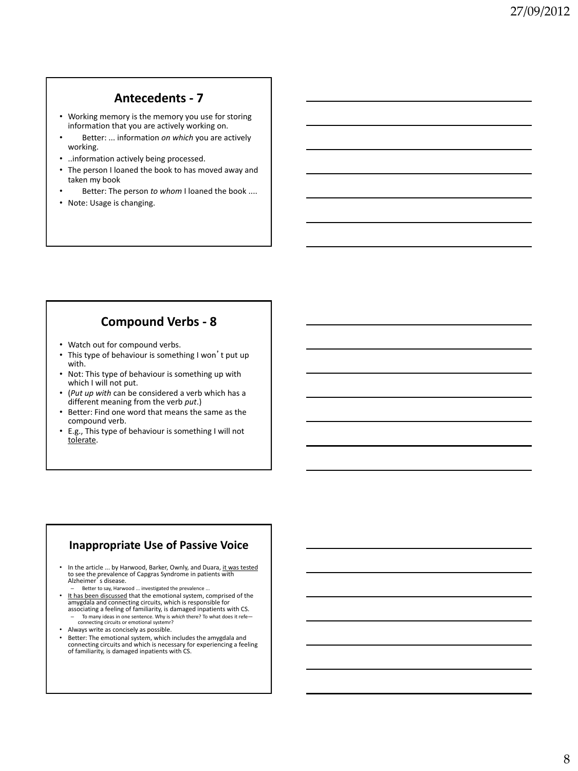## Antecedents - 7

- Working memory is the memory you use for storing information that you are actively working on.
- Better: ... information *on which* you are actively working.
- ..information actively being processed.
- The person I loaned the book to has moved away and taken my book
- Better: The person *to whom* I loaned the book ....
- Note: Usage is changing.

## Compound Verbs - 8

- Watch out for compound verbs.
- This type of behaviour is something I won't put up with.
- Not: This type of behaviour is something up with which I will not put.
- (*Put up with* can be considered a verb which has a different meaning from the verb *put*.)
- Better: Find one word that means the same as the compound verb.
- E.g., This type of behaviour is something I will not <u>tolerate</u>.

## Inappropriate Use of Passive Voice

- In the article ... by Harwood, Barker, Ownly, and Duara, <u>it was tested</u> to see the prevalence of Capgras Syndrome in patients with Alzheimer's disease.
  - Better to say, Harwood ... investigated the prevalence ...
- <u>It has been discussed</u> that the emotional system, comprised of the amygdala and connecting circuits, which is responsible for associating a feeling of familiarity, is damaged inpatients with CS.
  - To many ideas in one sentence. Why is *which* there? To what does it refe—connecting circuits or emotional systemr?
- Always write as concisely as possible.
- Better: The emotional system, which includes the amygdala and connecting circuits and which is necessary for experiencing a feeling of familiarity, is damaged inpatients with CS.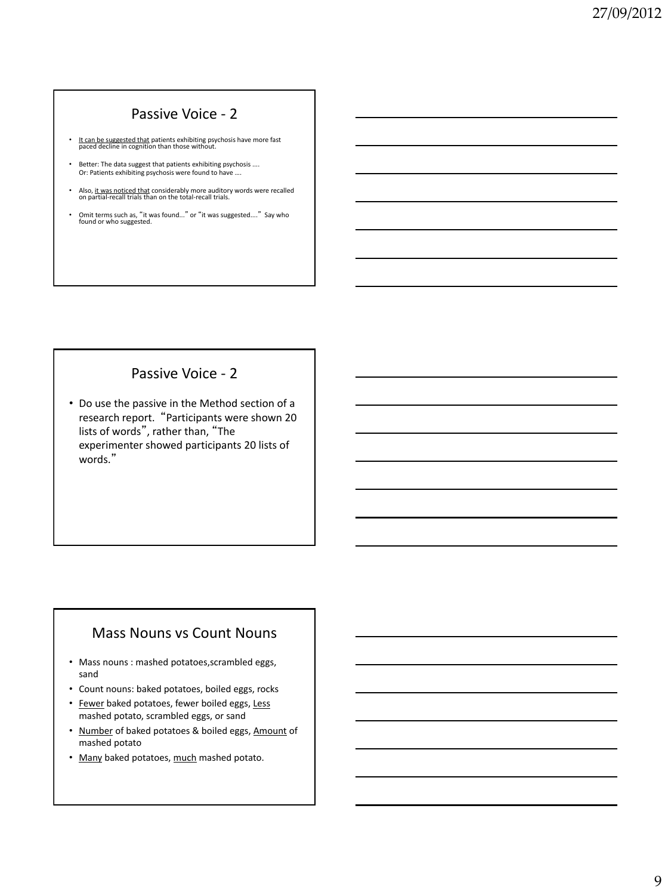## Passive Voice - 2

- It can be suggested that patients exhibiting psychosis have more fast paced decline in cognition than those without.
- Better: The data suggest that patients exhibiting psychosis ….
  Or: Patients exhibiting psychosis were found to have ….
- Also, it was noticed that considerably more auditory words were recalled on partial-recall trials than on the total-recall trials.
- Omit terms such as, "it was found…" or "it was suggested…." Say who found or who suggested.

## Passive Voice - 2

- Do use the passive in the Method section of a research report. "Participants were shown 20 lists of words", rather than, "The experimenter showed participants 20 lists of words."

## Mass Nouns vs Count Nouns

- Mass nouns : mashed potatoes,scrambled eggs, sand
- Count nouns: baked potatoes, boiled eggs, rocks
- Fewer baked potatoes, fewer boiled eggs, Less mashed potato, scrambled eggs, or sand
- Number of baked potatoes & boiled eggs, Amount of mashed potato
- Many baked potatoes, much mashed potato.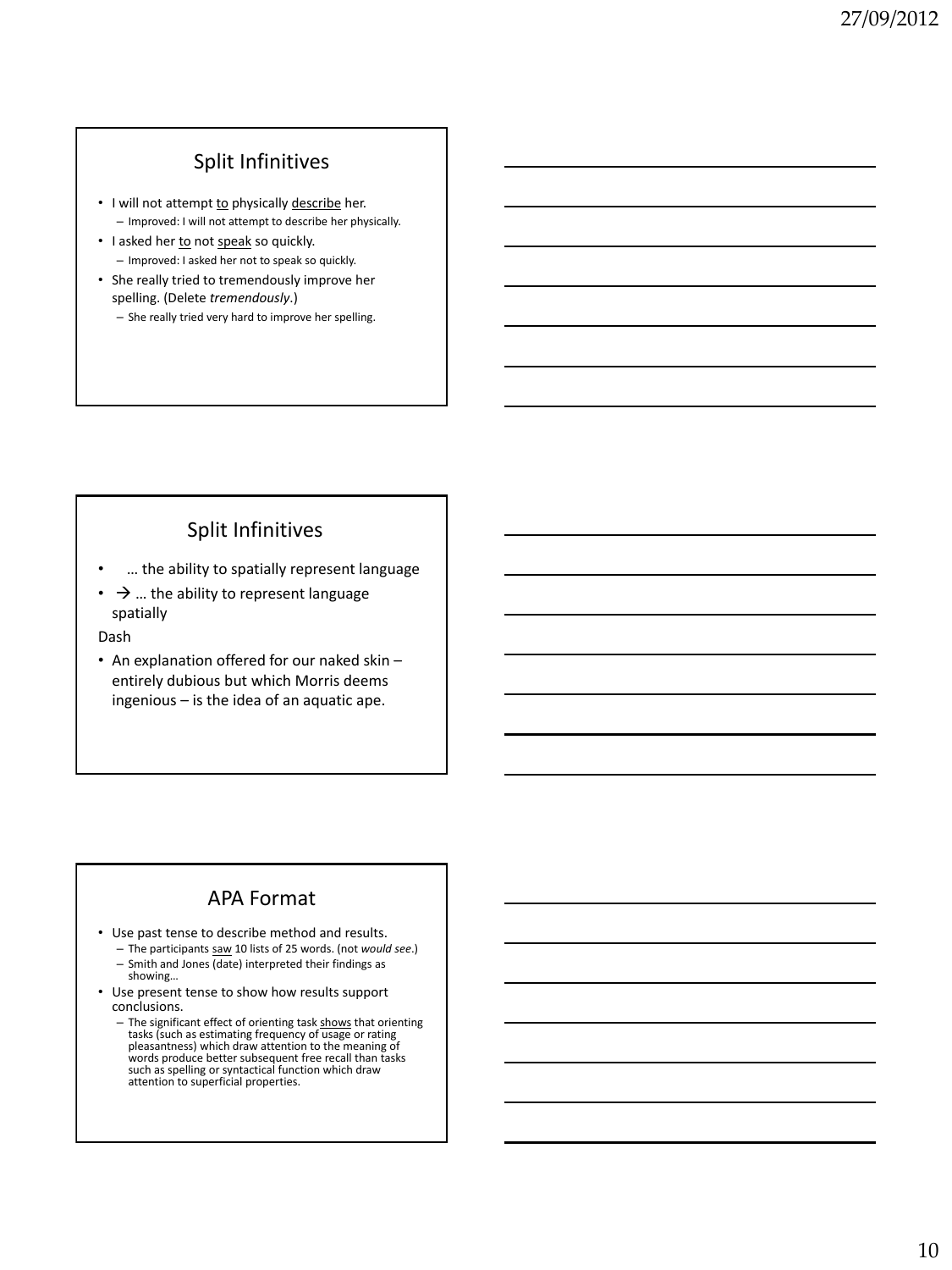## Split Infinitives

- I will not attempt <u>to</u> physically <u>describe</u> her.
  - Improved: I will not attempt to describe her physically.
- I asked her <u>to</u> not <u>speak</u> so quickly.
  - Improved: I asked her not to speak so quickly.
- She really tried to tremendously improve her spelling. (Delete *tremendously*.)
  - She really tried very hard to improve her spelling.

## Split Infinitives

- … the ability to spatially represent language
- → … the ability to represent language spatially

Dash

- An explanation offered for our naked skin – entirely dubious but which Morris deems ingenious – is the idea of an aquatic ape.

## APA Format

- Use past tense to describe method and results.
  - The participants <u>saw</u> 10 lists of 25 words. (not *would see*.)
  - Smith and Jones (date) interpreted their findings as showing…
- Use present tense to show how results support conclusions.
  - The significant effect of orienting task <u>shows</u> that orienting tasks (such as estimating frequency of usage or rating pleasantness) which draw attention to the meaning of words produce better subsequent free recall than tasks such as spelling or syntactical function which draw attention to superficial properties.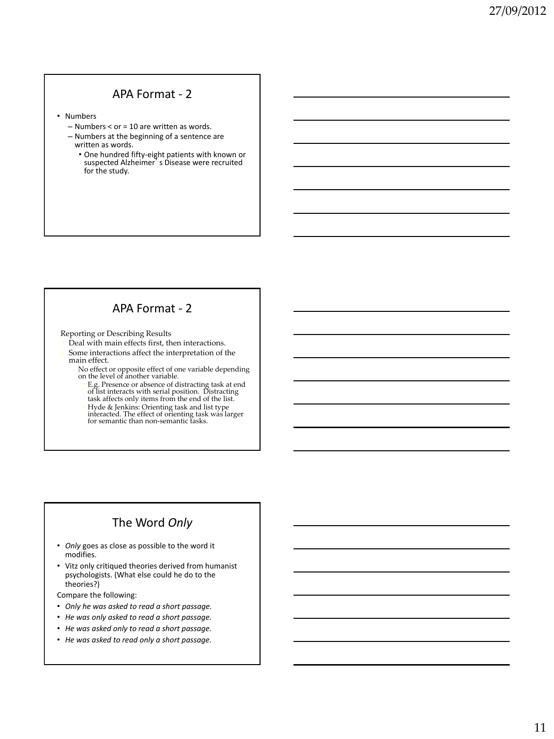## APA Format - 2

- Numbers
  - Numbers < or = 10 are written as words.
  - Numbers at the beginning of a sentence are written as words.
    - One hundred fifty-eight patients with known or suspected Alzheimer's Disease were recruited for the study.

## APA Format - 2

Reporting or Describing Results

- Deal with main effects first, then interactions.
- Some interactions affect the interpretation of the main effect.
  - No effect or opposite effect of one variable depending on the level of another variable.
    - E.g. Presence or absence of distracting task at end of list interacts with serial position. Distracting task affects only items from the end of the list.
    - Hyde & Jenkins: Orienting task and list type interacted. The effect of orienting task was larger for semantic than non-semantic tasks.

## The Word *Only*

- *Only* goes as close as possible to the word it modifies.
- Vitz only critiqued theories derived from humanist psychologists. (What else could he do to the theories?)

Compare the following:

- *Only he was asked to read a short passage.*
- *He was only asked to read a short passage.*
- *He was asked only to read a short passage.*
- *He was asked to read only a short passage.*